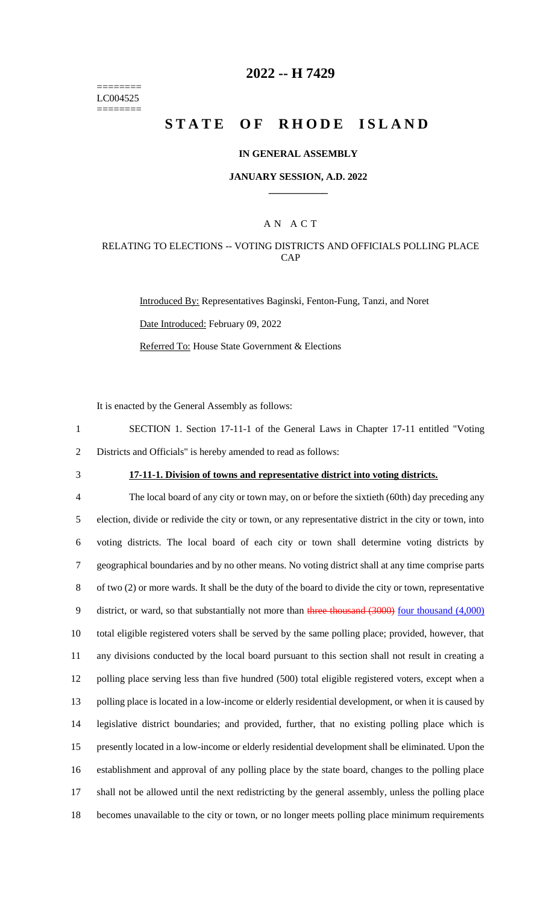========
LC004525
========

# 2022 -- H 7429

# STATE OF RHODE ISLAND

## IN GENERAL ASSEMBLY

### JANUARY SESSION, A.D. 2022

---

A N A C T

RELATING TO ELECTIONS -- VOTING DISTRICTS AND OFFICIALS POLLING PLACE CAP

Introduced By: Representatives Baginski, Fenton-Fung, Tanzi, and Noret

Date Introduced: February 09, 2022

Referred To: House State Government & Elections

It is enacted by the General Assembly as follows:

1 SECTION 1. Section 17-11-1 of the General Laws in Chapter 17-11 entitled "Voting
2 Districts and Officials" is hereby amended to read as follows:

3 **17-11-1. Division of towns and representative district into voting districts.**

4 The local board of any city or town may, on or before the sixtieth (60th) day preceding any
5 election, divide or redivide the city or town, or any representative district in the city or town, into
6 voting districts. The local board of each city or town shall determine voting districts by
7 geographical boundaries and by no other means. No voting district shall at any time comprise parts
8 of two (2) or more wards. It shall be the duty of the board to divide the city or town, representative
9 district, or ward, so that substantially not more than ~~three thousand (3000)~~ four thousand (4,000)
10 total eligible registered voters shall be served by the same polling place; provided, however, that
11 any divisions conducted by the local board pursuant to this section shall not result in creating a
12 polling place serving less than five hundred (500) total eligible registered voters, except when a
13 polling place is located in a low-income or elderly residential development, or when it is caused by
14 legislative district boundaries; and provided, further, that no existing polling place which is
15 presently located in a low-income or elderly residential development shall be eliminated. Upon the
16 establishment and approval of any polling place by the state board, changes to the polling place
17 shall not be allowed until the next redistricting by the general assembly, unless the polling place
18 becomes unavailable to the city or town, or no longer meets polling place minimum requirements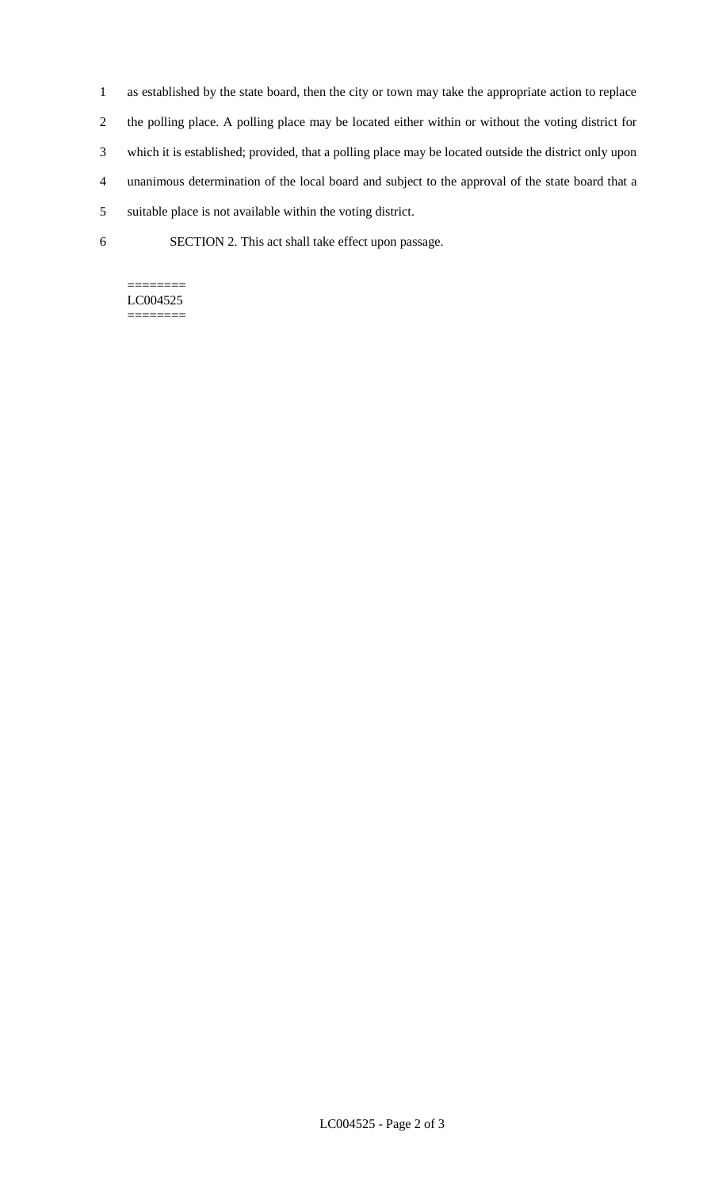as established by the state board, then the city or town may take the appropriate action to replace the polling place. A polling place may be located either within or without the voting district for which it is established; provided, that a polling place may be located outside the district only upon unanimous determination of the local board and subject to the approval of the state board that a suitable place is not available within the voting district.

SECTION 2. This act shall take effect upon passage.

========
LC004525
========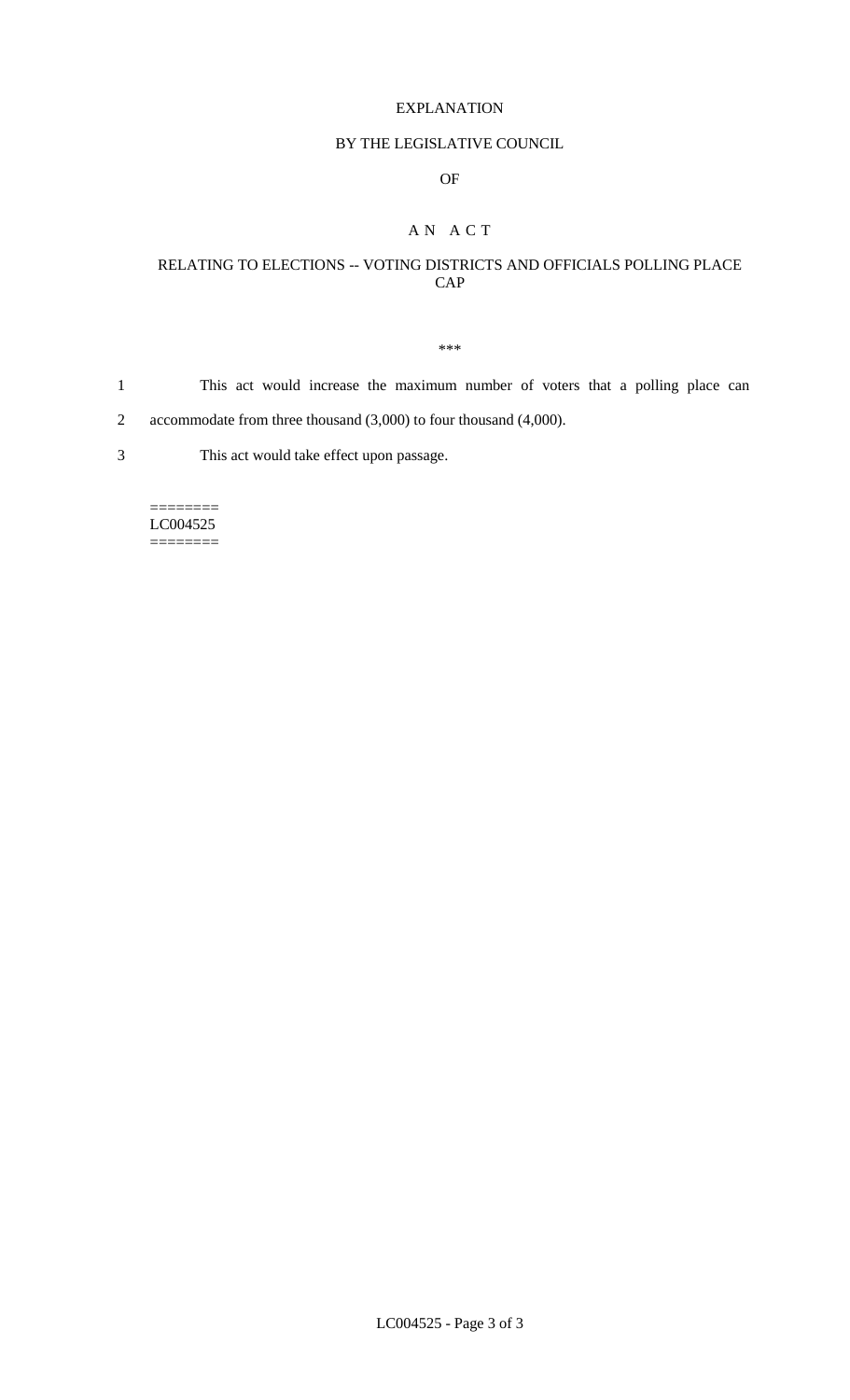EXPLANATION

BY THE LEGISLATIVE COUNCIL

OF

A N A C T

RELATING TO ELECTIONS -- VOTING DISTRICTS AND OFFICIALS POLLING PLACE CAP

\*\*\*

This act would increase the maximum number of voters that a polling place can accommodate from three thousand (3,000) to four thousand (4,000).

This act would take effect upon passage.

========
LC004525
========